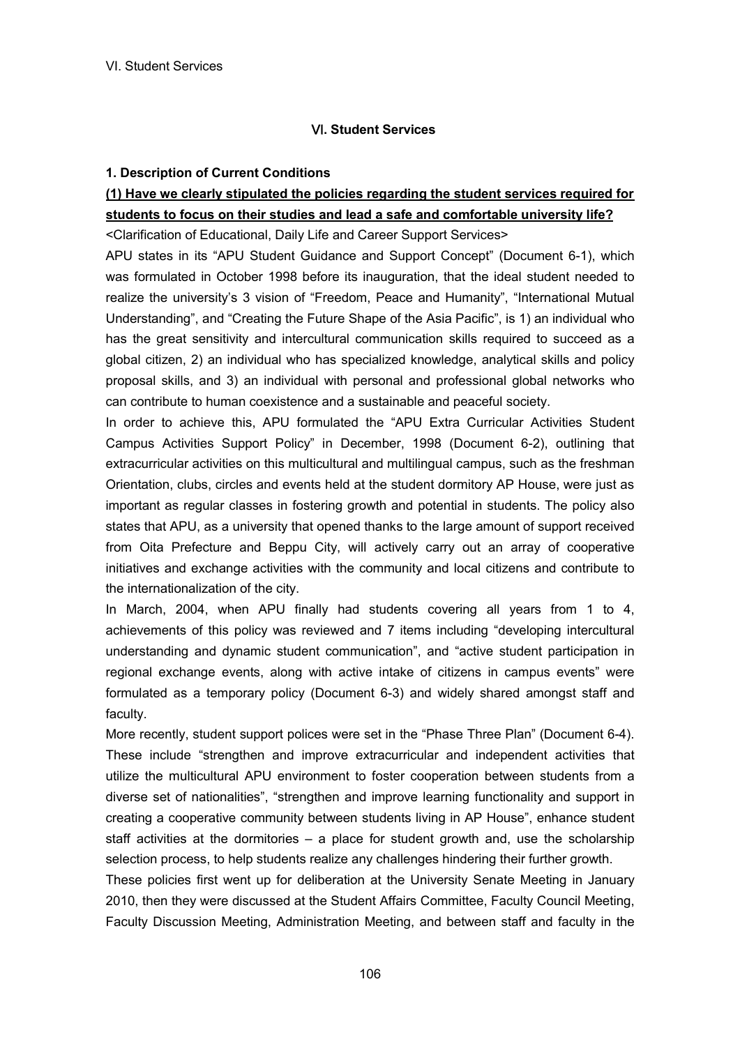# Ⅵ. Student Services

## 1. Description of Current Conditions

### (1) Have we clearly stipulated the policies regarding the student services required for students to focus on their studies and lead a safe and comfortable university life?

<Clarification of Educational, Daily Life and Career Support Services>

APU states in its "APU Student Guidance and Support Concept" (Document 6-1), which was formulated in October 1998 before its inauguration, that the ideal student needed to realize the university's 3 vision of "Freedom, Peace and Humanity", "International Mutual Understanding", and "Creating the Future Shape of the Asia Pacific", is 1) an individual who has the great sensitivity and intercultural communication skills required to succeed as a global citizen, 2) an individual who has specialized knowledge, analytical skills and policy proposal skills, and 3) an individual with personal and professional global networks who can contribute to human coexistence and a sustainable and peaceful society.

In order to achieve this, APU formulated the "APU Extra Curricular Activities Student Campus Activities Support Policy" in December, 1998 (Document 6-2), outlining that extracurricular activities on this multicultural and multilingual campus, such as the freshman Orientation, clubs, circles and events held at the student dormitory AP House, were just as important as regular classes in fostering growth and potential in students. The policy also states that APU, as a university that opened thanks to the large amount of support received from Oita Prefecture and Beppu City, will actively carry out an array of cooperative initiatives and exchange activities with the community and local citizens and contribute to the internationalization of the city.

In March, 2004, when APU finally had students covering all years from 1 to 4, achievements of this policy was reviewed and 7 items including "developing intercultural understanding and dynamic student communication", and "active student participation in regional exchange events, along with active intake of citizens in campus events" were formulated as a temporary policy (Document 6-3) and widely shared amongst staff and faculty.

More recently, student support polices were set in the "Phase Three Plan" (Document 6-4). These include "strengthen and improve extracurricular and independent activities that utilize the multicultural APU environment to foster cooperation between students from a diverse set of nationalities", "strengthen and improve learning functionality and support in creating a cooperative community between students living in AP House", enhance student staff activities at the dormitories – a place for student growth and, use the scholarship selection process, to help students realize any challenges hindering their further growth.

These policies first went up for deliberation at the University Senate Meeting in January 2010, then they were discussed at the Student Affairs Committee, Faculty Council Meeting, Faculty Discussion Meeting, Administration Meeting, and between staff and faculty in the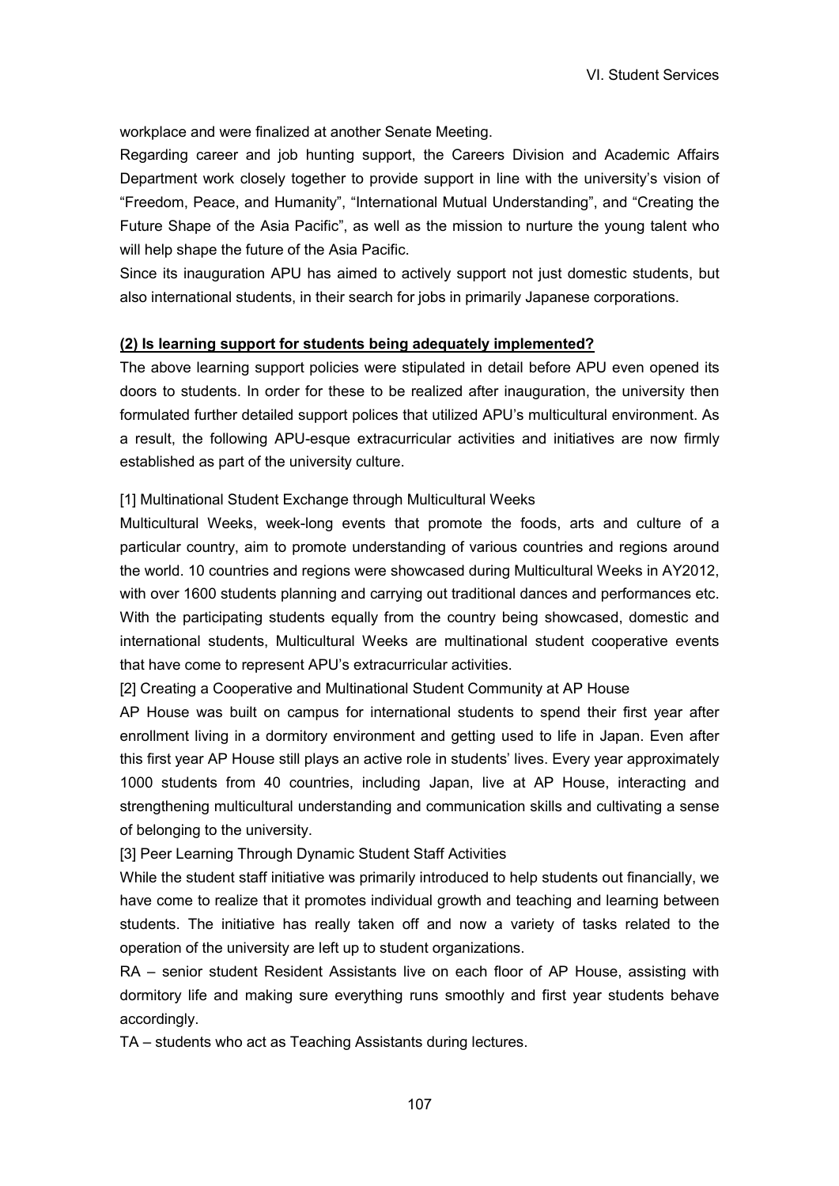workplace and were finalized at another Senate Meeting.

Regarding career and job hunting support, the Careers Division and Academic Affairs Department work closely together to provide support in line with the university's vision of "Freedom, Peace, and Humanity", "International Mutual Understanding", and "Creating the Future Shape of the Asia Pacific", as well as the mission to nurture the young talent who will help shape the future of the Asia Pacific.

Since its inauguration APU has aimed to actively support not just domestic students, but also international students, in their search for jobs in primarily Japanese corporations.

**(2) Is learning support for students being adequately implemented?**

The above learning support policies were stipulated in detail before APU even opened its doors to students. In order for these to be realized after inauguration, the university then formulated further detailed support polices that utilized APU's multicultural environment. As a result, the following APU-esque extracurricular activities and initiatives are now firmly established as part of the university culture.

[1] Multinational Student Exchange through Multicultural Weeks

Multicultural Weeks, week-long events that promote the foods, arts and culture of a particular country, aim to promote understanding of various countries and regions around the world. 10 countries and regions were showcased during Multicultural Weeks in AY2012, with over 1600 students planning and carrying out traditional dances and performances etc. With the participating students equally from the country being showcased, domestic and international students, Multicultural Weeks are multinational student cooperative events that have come to represent APU's extracurricular activities.

[2] Creating a Cooperative and Multinational Student Community at AP House

AP House was built on campus for international students to spend their first year after enrollment living in a dormitory environment and getting used to life in Japan. Even after this first year AP House still plays an active role in students' lives. Every year approximately 1000 students from 40 countries, including Japan, live at AP House, interacting and strengthening multicultural understanding and communication skills and cultivating a sense of belonging to the university.

[3] Peer Learning Through Dynamic Student Staff Activities

While the student staff initiative was primarily introduced to help students out financially, we have come to realize that it promotes individual growth and teaching and learning between students. The initiative has really taken off and now a variety of tasks related to the operation of the university are left up to student organizations.

RA – senior student Resident Assistants live on each floor of AP House, assisting with dormitory life and making sure everything runs smoothly and first year students behave accordingly.

TA – students who act as Teaching Assistants during lectures.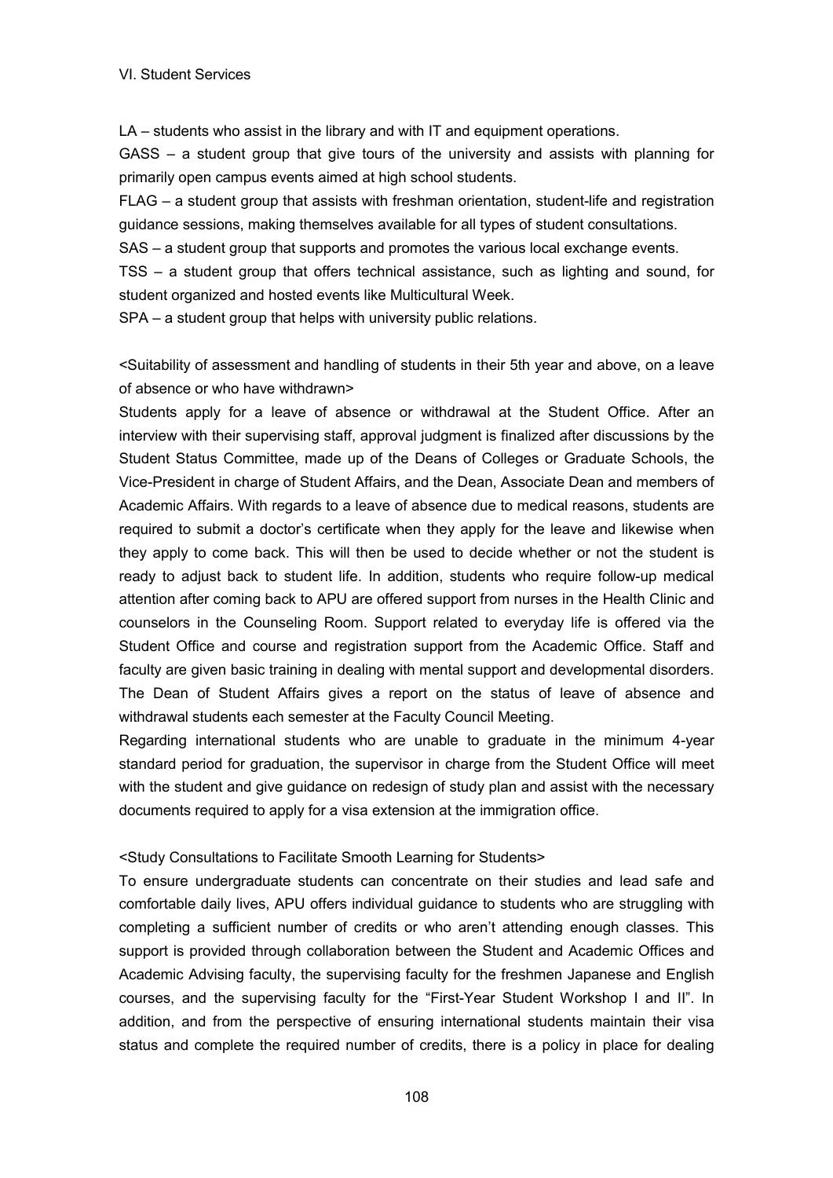VI. Student Services

LA – students who assist in the library and with IT and equipment operations.

GASS – a student group that give tours of the university and assists with planning for primarily open campus events aimed at high school students.

FLAG – a student group that assists with freshman orientation, student-life and registration guidance sessions, making themselves available for all types of student consultations.

SAS – a student group that supports and promotes the various local exchange events.

TSS – a student group that offers technical assistance, such as lighting and sound, for student organized and hosted events like Multicultural Week.

SPA – a student group that helps with university public relations.

<Suitability of assessment and handling of students in their 5th year and above, on a leave of absence or who have withdrawn>

Students apply for a leave of absence or withdrawal at the Student Office. After an interview with their supervising staff, approval judgment is finalized after discussions by the Student Status Committee, made up of the Deans of Colleges or Graduate Schools, the Vice-President in charge of Student Affairs, and the Dean, Associate Dean and members of Academic Affairs. With regards to a leave of absence due to medical reasons, students are required to submit a doctor's certificate when they apply for the leave and likewise when they apply to come back. This will then be used to decide whether or not the student is ready to adjust back to student life. In addition, students who require follow-up medical attention after coming back to APU are offered support from nurses in the Health Clinic and counselors in the Counseling Room. Support related to everyday life is offered via the Student Office and course and registration support from the Academic Office. Staff and faculty are given basic training in dealing with mental support and developmental disorders. The Dean of Student Affairs gives a report on the status of leave of absence and withdrawal students each semester at the Faculty Council Meeting.

Regarding international students who are unable to graduate in the minimum 4-year standard period for graduation, the supervisor in charge from the Student Office will meet with the student and give guidance on redesign of study plan and assist with the necessary documents required to apply for a visa extension at the immigration office.

<Study Consultations to Facilitate Smooth Learning for Students>

To ensure undergraduate students can concentrate on their studies and lead safe and comfortable daily lives, APU offers individual guidance to students who are struggling with completing a sufficient number of credits or who aren't attending enough classes. This support is provided through collaboration between the Student and Academic Offices and Academic Advising faculty, the supervising faculty for the freshmen Japanese and English courses, and the supervising faculty for the "First-Year Student Workshop I and II". In addition, and from the perspective of ensuring international students maintain their visa status and complete the required number of credits, there is a policy in place for dealing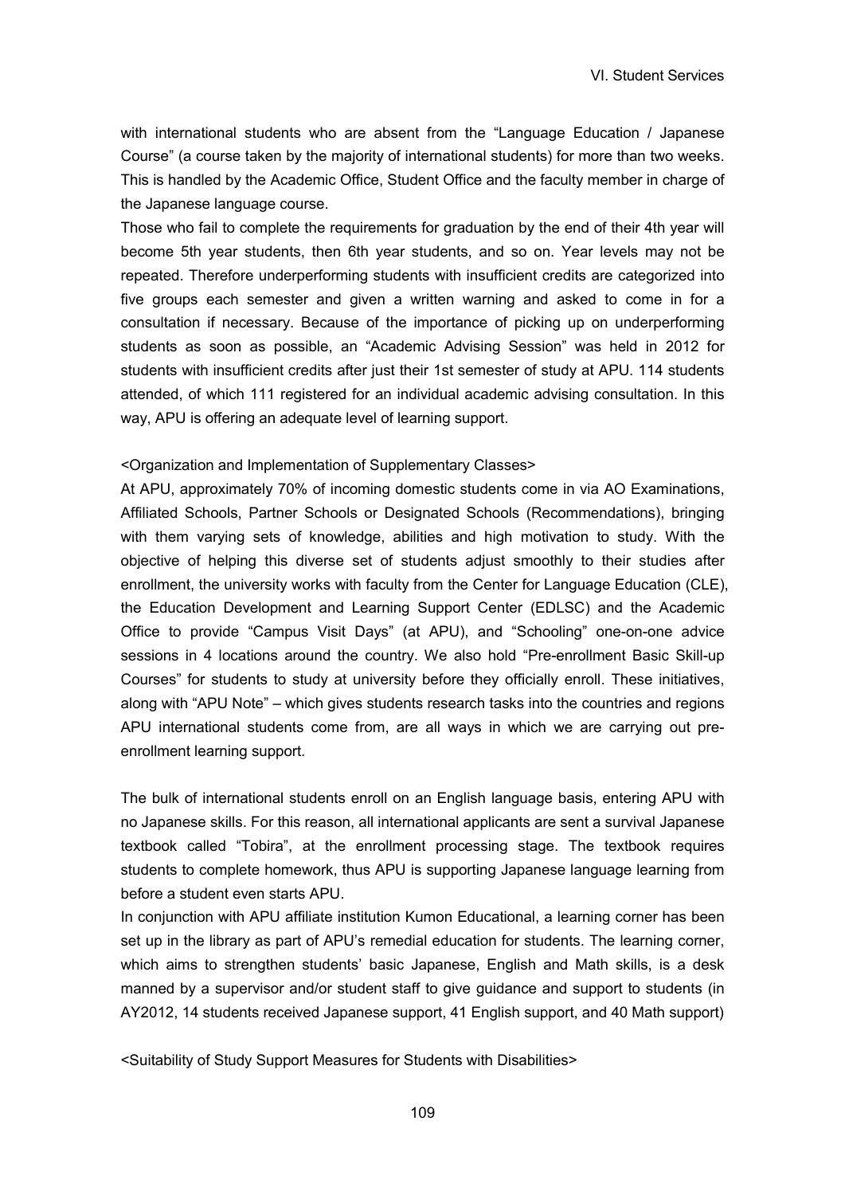with international students who are absent from the “Language Education / Japanese Course” (a course taken by the majority of international students) for more than two weeks. This is handled by the Academic Office, Student Office and the faculty member in charge of the Japanese language course.

Those who fail to complete the requirements for graduation by the end of their 4th year will become 5th year students, then 6th year students, and so on. Year levels may not be repeated. Therefore underperforming students with insufficient credits are categorized into five groups each semester and given a written warning and asked to come in for a consultation if necessary. Because of the importance of picking up on underperforming students as soon as possible, an “Academic Advising Session” was held in 2012 for students with insufficient credits after just their 1st semester of study at APU. 114 students attended, of which 111 registered for an individual academic advising consultation. In this way, APU is offering an adequate level of learning support.

<Organization and Implementation of Supplementary Classes>

At APU, approximately 70% of incoming domestic students come in via AO Examinations, Affiliated Schools, Partner Schools or Designated Schools (Recommendations), bringing with them varying sets of knowledge, abilities and high motivation to study. With the objective of helping this diverse set of students adjust smoothly to their studies after enrollment, the university works with faculty from the Center for Language Education (CLE), the Education Development and Learning Support Center (EDLSC) and the Academic Office to provide “Campus Visit Days” (at APU), and “Schooling” one-on-one advice sessions in 4 locations around the country. We also hold “Pre-enrollment Basic Skill-up Courses” for students to study at university before they officially enroll. These initiatives, along with “APU Note” – which gives students research tasks into the countries and regions APU international students come from, are all ways in which we are carrying out pre-enrollment learning support.

The bulk of international students enroll on an English language basis, entering APU with no Japanese skills. For this reason, all international applicants are sent a survival Japanese textbook called “Tobira”, at the enrollment processing stage. The textbook requires students to complete homework, thus APU is supporting Japanese language learning from before a student even starts APU.

In conjunction with APU affiliate institution Kumon Educational, a learning corner has been set up in the library as part of APU’s remedial education for students. The learning corner, which aims to strengthen students’ basic Japanese, English and Math skills, is a desk manned by a supervisor and/or student staff to give guidance and support to students (in AY2012, 14 students received Japanese support, 41 English support, and 40 Math support)

<Suitability of Study Support Measures for Students with Disabilities>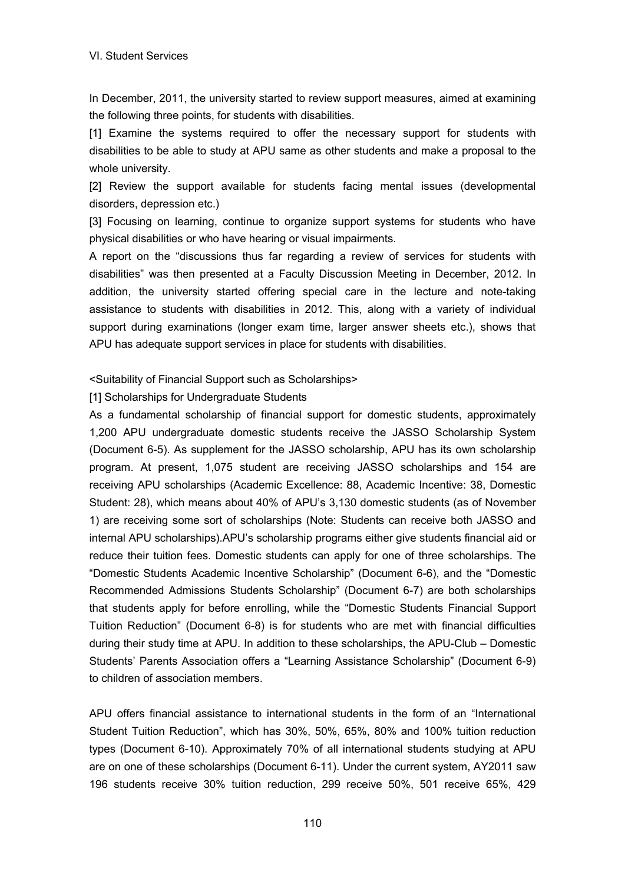VI. Student Services

In December, 2011, the university started to review support measures, aimed at examining the following three points, for students with disabilities.

[1] Examine the systems required to offer the necessary support for students with disabilities to be able to study at APU same as other students and make a proposal to the whole university.

[2] Review the support available for students facing mental issues (developmental disorders, depression etc.)

[3] Focusing on learning, continue to organize support systems for students who have physical disabilities or who have hearing or visual impairments.

A report on the "discussions thus far regarding a review of services for students with disabilities" was then presented at a Faculty Discussion Meeting in December, 2012. In addition, the university started offering special care in the lecture and note-taking assistance to students with disabilities in 2012. This, along with a variety of individual support during examinations (longer exam time, larger answer sheets etc.), shows that APU has adequate support services in place for students with disabilities.

<Suitability of Financial Support such as Scholarships>

[1] Scholarships for Undergraduate Students

As a fundamental scholarship of financial support for domestic students, approximately 1,200 APU undergraduate domestic students receive the JASSO Scholarship System (Document 6-5). As supplement for the JASSO scholarship, APU has its own scholarship program. At present, 1,075 student are receiving JASSO scholarships and 154 are receiving APU scholarships (Academic Excellence: 88, Academic Incentive: 38, Domestic Student: 28), which means about 40% of APU's 3,130 domestic students (as of November 1) are receiving some sort of scholarships (Note: Students can receive both JASSO and internal APU scholarships).APU's scholarship programs either give students financial aid or reduce their tuition fees. Domestic students can apply for one of three scholarships. The "Domestic Students Academic Incentive Scholarship" (Document 6-6), and the "Domestic Recommended Admissions Students Scholarship" (Document 6-7) are both scholarships that students apply for before enrolling, while the "Domestic Students Financial Support Tuition Reduction" (Document 6-8) is for students who are met with financial difficulties during their study time at APU. In addition to these scholarships, the APU-Club – Domestic Students' Parents Association offers a "Learning Assistance Scholarship" (Document 6-9) to children of association members.

APU offers financial assistance to international students in the form of an "International Student Tuition Reduction", which has 30%, 50%, 65%, 80% and 100% tuition reduction types (Document 6-10). Approximately 70% of all international students studying at APU are on one of these scholarships (Document 6-11). Under the current system, AY2011 saw 196 students receive 30% tuition reduction, 299 receive 50%, 501 receive 65%, 429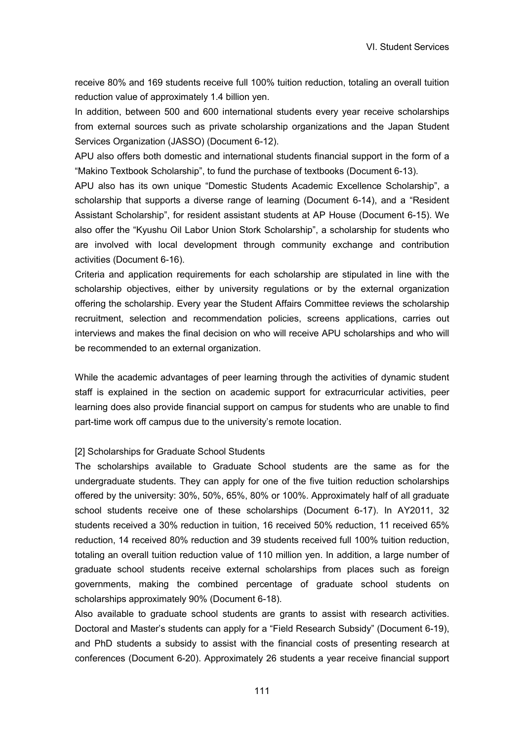receive 80% and 169 students receive full 100% tuition reduction, totaling an overall tuition reduction value of approximately 1.4 billion yen.

In addition, between 500 and 600 international students every year receive scholarships from external sources such as private scholarship organizations and the Japan Student Services Organization (JASSO) (Document 6-12).

APU also offers both domestic and international students financial support in the form of a "Makino Textbook Scholarship", to fund the purchase of textbooks (Document 6-13).

APU also has its own unique "Domestic Students Academic Excellence Scholarship", a scholarship that supports a diverse range of learning (Document 6-14), and a "Resident Assistant Scholarship", for resident assistant students at AP House (Document 6-15). We also offer the "Kyushu Oil Labor Union Stork Scholarship", a scholarship for students who are involved with local development through community exchange and contribution activities (Document 6-16).

Criteria and application requirements for each scholarship are stipulated in line with the scholarship objectives, either by university regulations or by the external organization offering the scholarship. Every year the Student Affairs Committee reviews the scholarship recruitment, selection and recommendation policies, screens applications, carries out interviews and makes the final decision on who will receive APU scholarships and who will be recommended to an external organization.

While the academic advantages of peer learning through the activities of dynamic student staff is explained in the section on academic support for extracurricular activities, peer learning does also provide financial support on campus for students who are unable to find part-time work off campus due to the university's remote location.

[2] Scholarships for Graduate School Students

The scholarships available to Graduate School students are the same as for the undergraduate students. They can apply for one of the five tuition reduction scholarships offered by the university: 30%, 50%, 65%, 80% or 100%. Approximately half of all graduate school students receive one of these scholarships (Document 6-17). In AY2011, 32 students received a 30% reduction in tuition, 16 received 50% reduction, 11 received 65% reduction, 14 received 80% reduction and 39 students received full 100% tuition reduction, totaling an overall tuition reduction value of 110 million yen. In addition, a large number of graduate school students receive external scholarships from places such as foreign governments, making the combined percentage of graduate school students on scholarships approximately 90% (Document 6-18).

Also available to graduate school students are grants to assist with research activities. Doctoral and Master's students can apply for a "Field Research Subsidy" (Document 6-19), and PhD students a subsidy to assist with the financial costs of presenting research at conferences (Document 6-20). Approximately 26 students a year receive financial support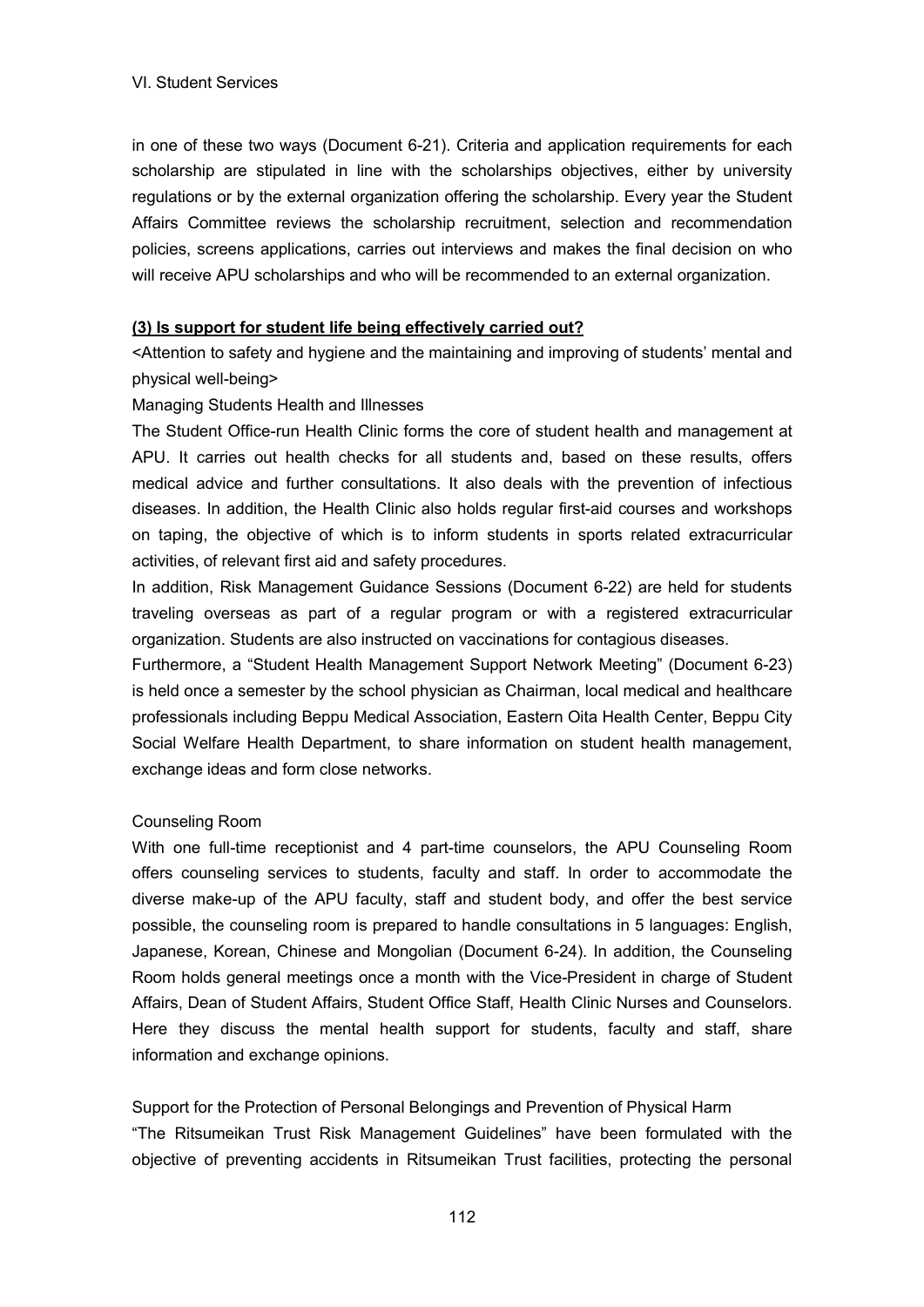in one of these two ways (Document 6-21). Criteria and application requirements for each scholarship are stipulated in line with the scholarships objectives, either by university regulations or by the external organization offering the scholarship. Every year the Student Affairs Committee reviews the scholarship recruitment, selection and recommendation policies, screens applications, carries out interviews and makes the final decision on who will receive APU scholarships and who will be recommended to an external organization.

**(3) Is support for student life being effectively carried out?**

<Attention to safety and hygiene and the maintaining and improving of students' mental and physical well-being>

Managing Students Health and Illnesses

The Student Office-run Health Clinic forms the core of student health and management at APU. It carries out health checks for all students and, based on these results, offers medical advice and further consultations. It also deals with the prevention of infectious diseases. In addition, the Health Clinic also holds regular first-aid courses and workshops on taping, the objective of which is to inform students in sports related extracurricular activities, of relevant first aid and safety procedures.

In addition, Risk Management Guidance Sessions (Document 6-22) are held for students traveling overseas as part of a regular program or with a registered extracurricular organization. Students are also instructed on vaccinations for contagious diseases.

Furthermore, a "Student Health Management Support Network Meeting" (Document 6-23) is held once a semester by the school physician as Chairman, local medical and healthcare professionals including Beppu Medical Association, Eastern Oita Health Center, Beppu City Social Welfare Health Department, to share information on student health management, exchange ideas and form close networks.

Counseling Room

With one full-time receptionist and 4 part-time counselors, the APU Counseling Room offers counseling services to students, faculty and staff. In order to accommodate the diverse make-up of the APU faculty, staff and student body, and offer the best service possible, the counseling room is prepared to handle consultations in 5 languages: English, Japanese, Korean, Chinese and Mongolian (Document 6-24). In addition, the Counseling Room holds general meetings once a month with the Vice-President in charge of Student Affairs, Dean of Student Affairs, Student Office Staff, Health Clinic Nurses and Counselors. Here they discuss the mental health support for students, faculty and staff, share information and exchange opinions.

Support for the Protection of Personal Belongings and Prevention of Physical Harm

"The Ritsumeikan Trust Risk Management Guidelines" have been formulated with the objective of preventing accidents in Ritsumeikan Trust facilities, protecting the personal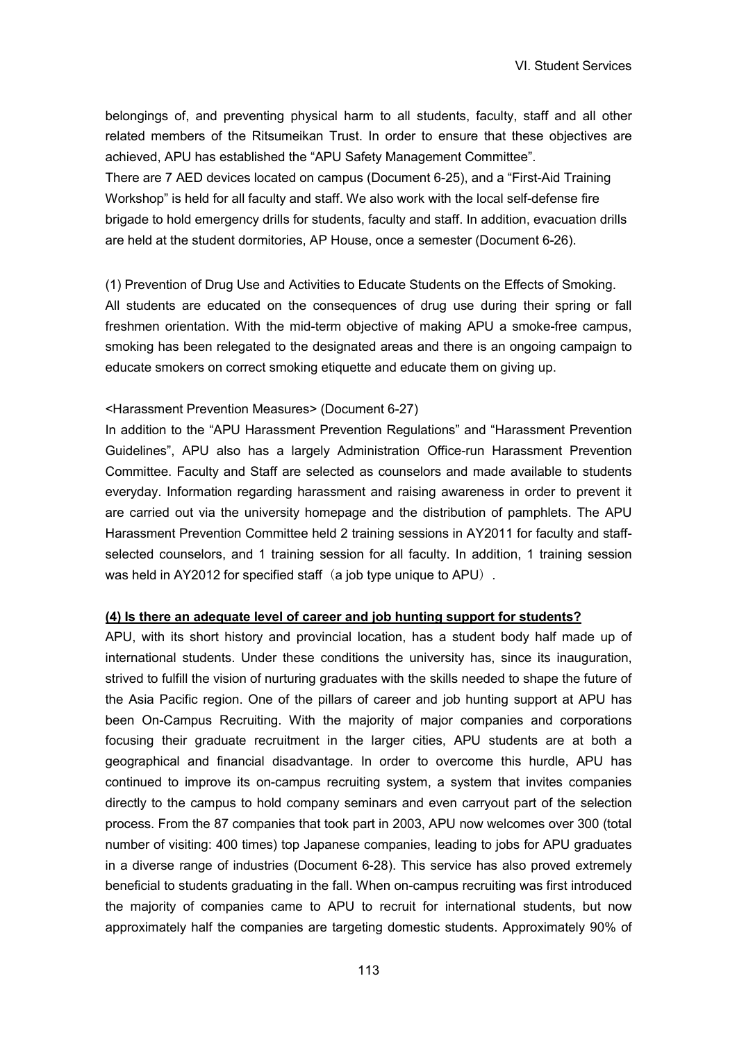belongings of, and preventing physical harm to all students, faculty, staff and all other related members of the Ritsumeikan Trust. In order to ensure that these objectives are achieved, APU has established the "APU Safety Management Committee".
There are 7 AED devices located on campus (Document 6-25), and a "First-Aid Training Workshop" is held for all faculty and staff. We also work with the local self-defense fire brigade to hold emergency drills for students, faculty and staff. In addition, evacuation drills are held at the student dormitories, AP House, once a semester (Document 6-26).

(1) Prevention of Drug Use and Activities to Educate Students on the Effects of Smoking.
All students are educated on the consequences of drug use during their spring or fall freshmen orientation. With the mid-term objective of making APU a smoke-free campus, smoking has been relegated to the designated areas and there is an ongoing campaign to educate smokers on correct smoking etiquette and educate them on giving up.

<Harassment Prevention Measures> (Document 6-27)
In addition to the "APU Harassment Prevention Regulations" and "Harassment Prevention Guidelines", APU also has a largely Administration Office-run Harassment Prevention Committee. Faculty and Staff are selected as counselors and made available to students everyday. Information regarding harassment and raising awareness in order to prevent it are carried out via the university homepage and the distribution of pamphlets. The APU Harassment Prevention Committee held 2 training sessions in AY2011 for faculty and staff-selected counselors, and 1 training session for all faculty. In addition, 1 training session was held in AY2012 for specified staff（a job type unique to APU）.

**(4) Is there an adequate level of career and job hunting support for students?**

APU, with its short history and provincial location, has a student body half made up of international students. Under these conditions the university has, since its inauguration, strived to fulfill the vision of nurturing graduates with the skills needed to shape the future of the Asia Pacific region. One of the pillars of career and job hunting support at APU has been On-Campus Recruiting. With the majority of major companies and corporations focusing their graduate recruitment in the larger cities, APU students are at both a geographical and financial disadvantage. In order to overcome this hurdle, APU has continued to improve its on-campus recruiting system, a system that invites companies directly to the campus to hold company seminars and even carryout part of the selection process. From the 87 companies that took part in 2003, APU now welcomes over 300 (total number of visiting: 400 times) top Japanese companies, leading to jobs for APU graduates in a diverse range of industries (Document 6-28). This service has also proved extremely beneficial to students graduating in the fall. When on-campus recruiting was first introduced the majority of companies came to APU to recruit for international students, but now approximately half the companies are targeting domestic students. Approximately 90% of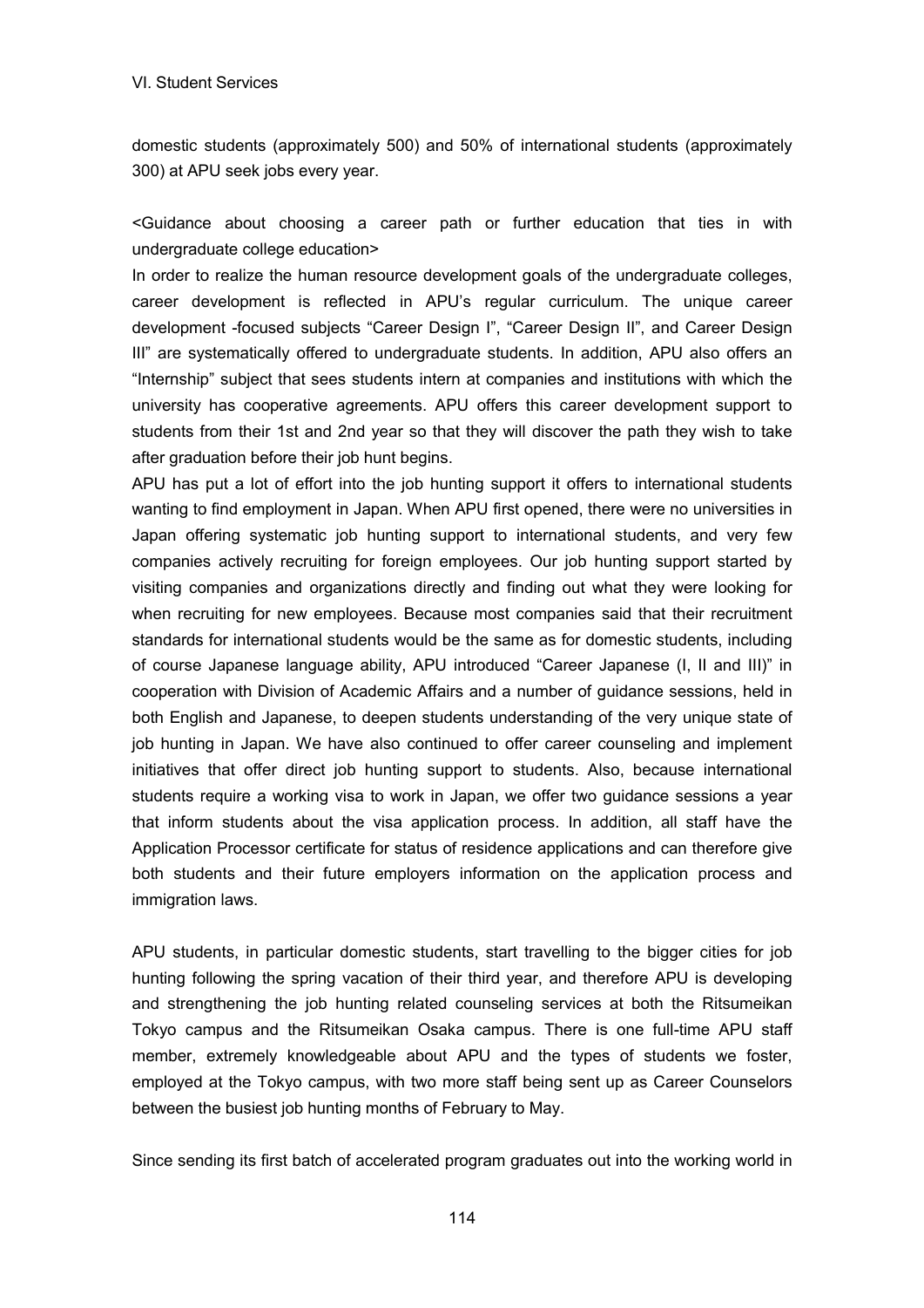domestic students (approximately 500) and 50% of international students (approximately 300) at APU seek jobs every year.

<Guidance about choosing a career path or further education that ties in with undergraduate college education>

In order to realize the human resource development goals of the undergraduate colleges, career development is reflected in APU's regular curriculum. The unique career development -focused subjects "Career Design I", "Career Design II", and Career Design III" are systematically offered to undergraduate students. In addition, APU also offers an "Internship" subject that sees students intern at companies and institutions with which the university has cooperative agreements. APU offers this career development support to students from their 1st and 2nd year so that they will discover the path they wish to take after graduation before their job hunt begins.

APU has put a lot of effort into the job hunting support it offers to international students wanting to find employment in Japan. When APU first opened, there were no universities in Japan offering systematic job hunting support to international students, and very few companies actively recruiting for foreign employees. Our job hunting support started by visiting companies and organizations directly and finding out what they were looking for when recruiting for new employees. Because most companies said that their recruitment standards for international students would be the same as for domestic students, including of course Japanese language ability, APU introduced "Career Japanese (I, II and III)" in cooperation with Division of Academic Affairs and a number of guidance sessions, held in both English and Japanese, to deepen students understanding of the very unique state of job hunting in Japan. We have also continued to offer career counseling and implement initiatives that offer direct job hunting support to students. Also, because international students require a working visa to work in Japan, we offer two guidance sessions a year that inform students about the visa application process. In addition, all staff have the Application Processor certificate for status of residence applications and can therefore give both students and their future employers information on the application process and immigration laws.

APU students, in particular domestic students, start travelling to the bigger cities for job hunting following the spring vacation of their third year, and therefore APU is developing and strengthening the job hunting related counseling services at both the Ritsumeikan Tokyo campus and the Ritsumeikan Osaka campus. There is one full-time APU staff member, extremely knowledgeable about APU and the types of students we foster, employed at the Tokyo campus, with two more staff being sent up as Career Counselors between the busiest job hunting months of February to May.

Since sending its first batch of accelerated program graduates out into the working world in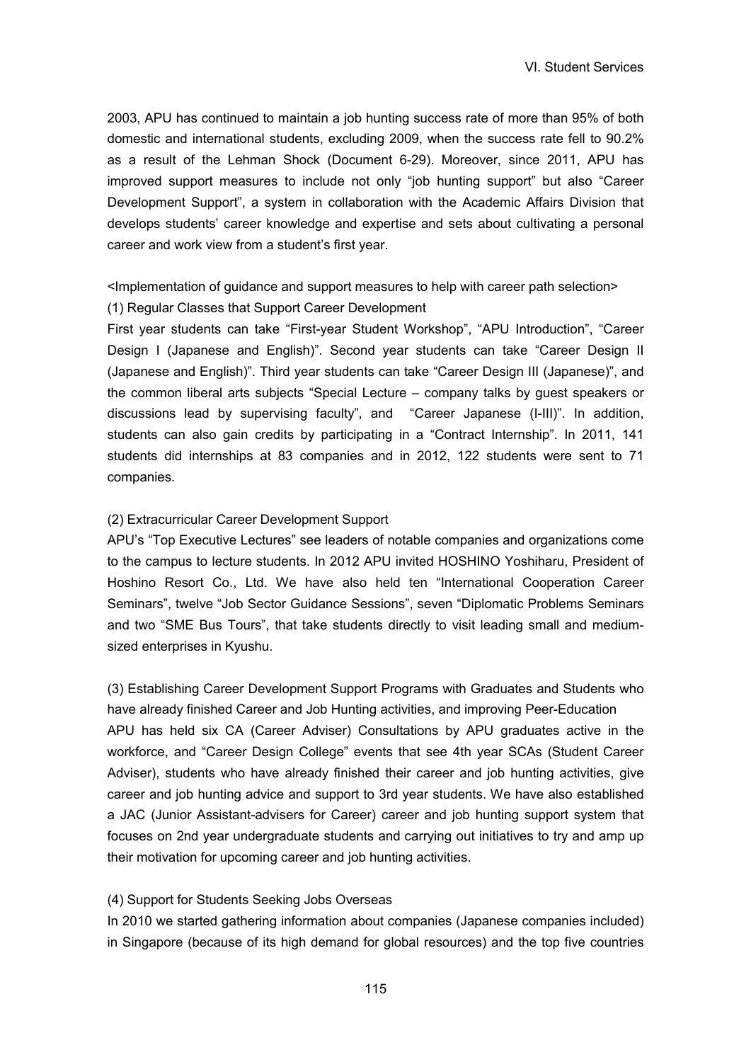2003, APU has continued to maintain a job hunting success rate of more than 95% of both domestic and international students, excluding 2009, when the success rate fell to 90.2% as a result of the Lehman Shock (Document 6-29). Moreover, since 2011, APU has improved support measures to include not only "job hunting support" but also "Career Development Support", a system in collaboration with the Academic Affairs Division that develops students' career knowledge and expertise and sets about cultivating a personal career and work view from a student's first year.

<Implementation of guidance and support measures to help with career path selection>

(1) Regular Classes that Support Career Development

First year students can take "First-year Student Workshop", "APU Introduction", "Career Design I (Japanese and English)". Second year students can take "Career Design II (Japanese and English)". Third year students can take "Career Design III (Japanese)", and the common liberal arts subjects "Special Lecture – company talks by guest speakers or discussions lead by supervising faculty", and "Career Japanese (I-III)". In addition, students can also gain credits by participating in a "Contract Internship". In 2011, 141 students did internships at 83 companies and in 2012, 122 students were sent to 71 companies.

(2) Extracurricular Career Development Support

APU's "Top Executive Lectures" see leaders of notable companies and organizations come to the campus to lecture students. In 2012 APU invited HOSHINO Yoshiharu, President of Hoshino Resort Co., Ltd. We have also held ten "International Cooperation Career Seminars", twelve "Job Sector Guidance Sessions", seven "Diplomatic Problems Seminars and two "SME Bus Tours", that take students directly to visit leading small and medium-sized enterprises in Kyushu.

(3) Establishing Career Development Support Programs with Graduates and Students who have already finished Career and Job Hunting activities, and improving Peer-Education

APU has held six CA (Career Adviser) Consultations by APU graduates active in the workforce, and "Career Design College" events that see 4th year SCAs (Student Career Adviser), students who have already finished their career and job hunting activities, give career and job hunting advice and support to 3rd year students. We have also established a JAC (Junior Assistant-advisers for Career) career and job hunting support system that focuses on 2nd year undergraduate students and carrying out initiatives to try and amp up their motivation for upcoming career and job hunting activities.

(4) Support for Students Seeking Jobs Overseas

In 2010 we started gathering information about companies (Japanese companies included) in Singapore (because of its high demand for global resources) and the top five countries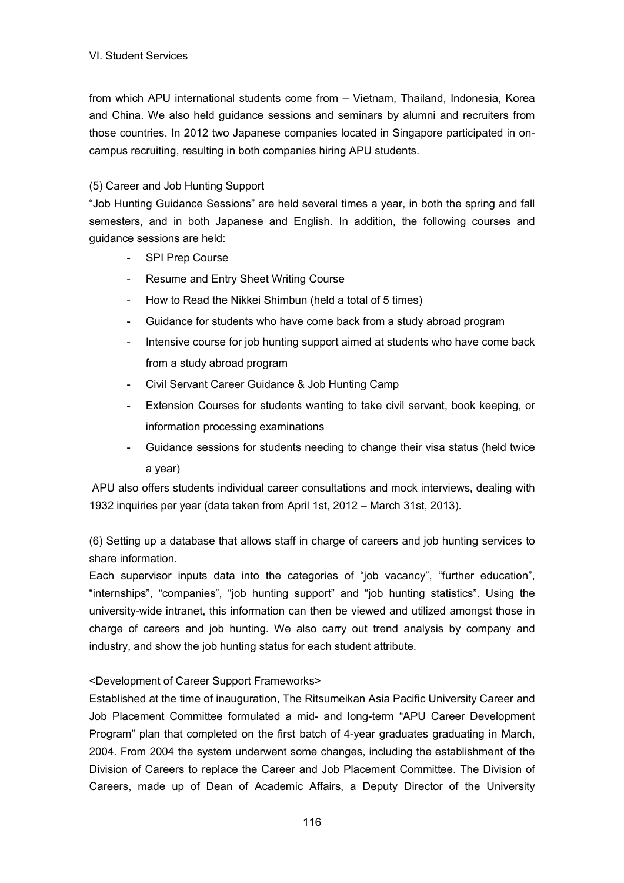from which APU international students come from – Vietnam, Thailand, Indonesia, Korea and China. We also held guidance sessions and seminars by alumni and recruiters from those countries. In 2012 two Japanese companies located in Singapore participated in on-campus recruiting, resulting in both companies hiring APU students.

(5) Career and Job Hunting Support

"Job Hunting Guidance Sessions" are held several times a year, in both the spring and fall semesters, and in both Japanese and English. In addition, the following courses and guidance sessions are held:

- SPI Prep Course
- Resume and Entry Sheet Writing Course
- How to Read the Nikkei Shimbun (held a total of 5 times)
- Guidance for students who have come back from a study abroad program
- Intensive course for job hunting support aimed at students who have come back from a study abroad program
- Civil Servant Career Guidance & Job Hunting Camp
- Extension Courses for students wanting to take civil servant, book keeping, or information processing examinations
- Guidance sessions for students needing to change their visa status (held twice a year)

APU also offers students individual career consultations and mock interviews, dealing with 1932 inquiries per year (data taken from April 1st, 2012 – March 31st, 2013).

(6) Setting up a database that allows staff in charge of careers and job hunting services to share information.

Each supervisor inputs data into the categories of "job vacancy", "further education", "internships", "companies", "job hunting support" and "job hunting statistics". Using the university-wide intranet, this information can then be viewed and utilized amongst those in charge of careers and job hunting. We also carry out trend analysis by company and industry, and show the job hunting status for each student attribute.

<Development of Career Support Frameworks>

Established at the time of inauguration, The Ritsumeikan Asia Pacific University Career and Job Placement Committee formulated a mid- and long-term "APU Career Development Program" plan that completed on the first batch of 4-year graduates graduating in March, 2004. From 2004 the system underwent some changes, including the establishment of the Division of Careers to replace the Career and Job Placement Committee. The Division of Careers, made up of Dean of Academic Affairs, a Deputy Director of the University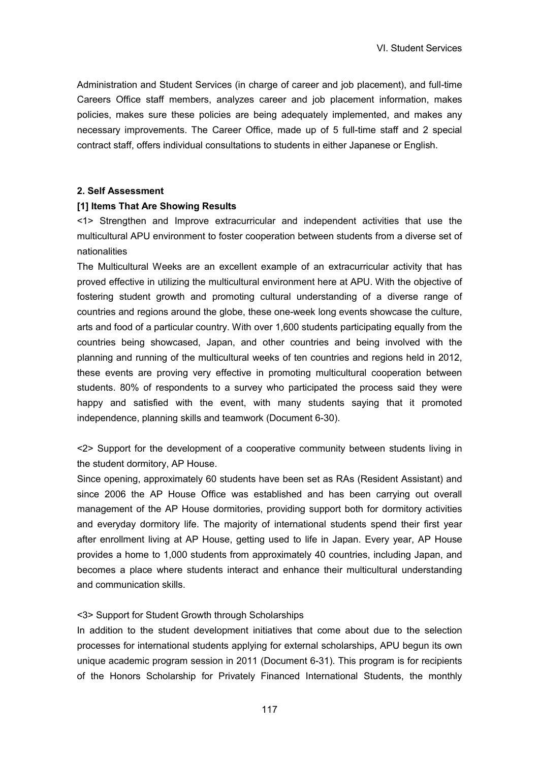Administration and Student Services (in charge of career and job placement), and full-time Careers Office staff members, analyzes career and job placement information, makes policies, makes sure these policies are being adequately implemented, and makes any necessary improvements. The Career Office, made up of 5 full-time staff and 2 special contract staff, offers individual consultations to students in either Japanese or English.

## 2. Self Assessment

### [1] Items That Are Showing Results

<1> Strengthen and Improve extracurricular and independent activities that use the multicultural APU environment to foster cooperation between students from a diverse set of nationalities

The Multicultural Weeks are an excellent example of an extracurricular activity that has proved effective in utilizing the multicultural environment here at APU. With the objective of fostering student growth and promoting cultural understanding of a diverse range of countries and regions around the globe, these one-week long events showcase the culture, arts and food of a particular country. With over 1,600 students participating equally from the countries being showcased, Japan, and other countries and being involved with the planning and running of the multicultural weeks of ten countries and regions held in 2012, these events are proving very effective in promoting multicultural cooperation between students. 80% of respondents to a survey who participated the process said they were happy and satisfied with the event, with many students saying that it promoted independence, planning skills and teamwork (Document 6-30).

<2> Support for the development of a cooperative community between students living in the student dormitory, AP House.

Since opening, approximately 60 students have been set as RAs (Resident Assistant) and since 2006 the AP House Office was established and has been carrying out overall management of the AP House dormitories, providing support both for dormitory activities and everyday dormitory life. The majority of international students spend their first year after enrollment living at AP House, getting used to life in Japan. Every year, AP House provides a home to 1,000 students from approximately 40 countries, including Japan, and becomes a place where students interact and enhance their multicultural understanding and communication skills.

<3> Support for Student Growth through Scholarships

In addition to the student development initiatives that come about due to the selection processes for international students applying for external scholarships, APU begun its own unique academic program session in 2011 (Document 6-31). This program is for recipients of the Honors Scholarship for Privately Financed International Students, the monthly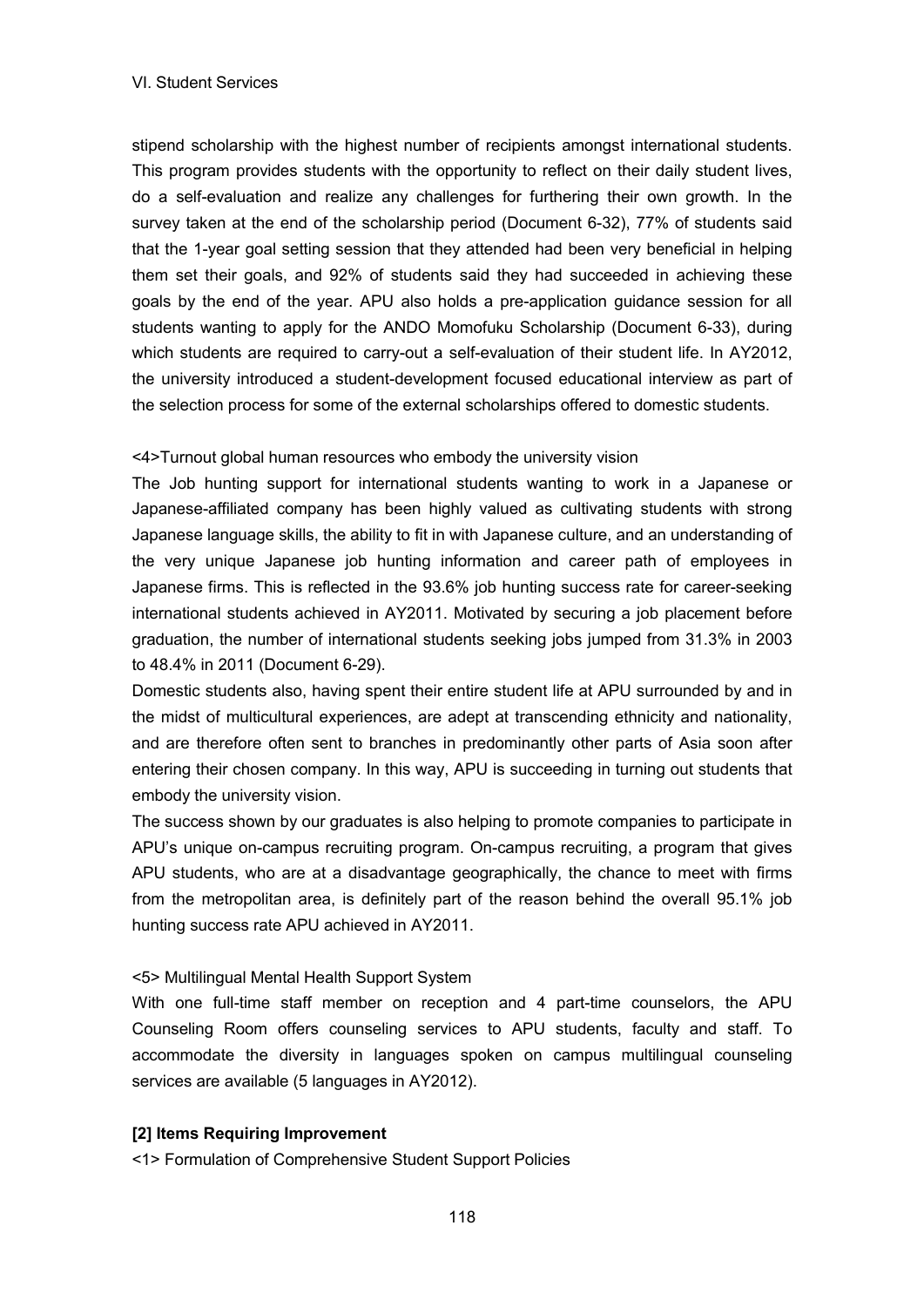stipend scholarship with the highest number of recipients amongst international students. This program provides students with the opportunity to reflect on their daily student lives, do a self-evaluation and realize any challenges for furthering their own growth. In the survey taken at the end of the scholarship period (Document 6-32), 77% of students said that the 1-year goal setting session that they attended had been very beneficial in helping them set their goals, and 92% of students said they had succeeded in achieving these goals by the end of the year. APU also holds a pre-application guidance session for all students wanting to apply for the ANDO Momofuku Scholarship (Document 6-33), during which students are required to carry-out a self-evaluation of their student life. In AY2012, the university introduced a student-development focused educational interview as part of the selection process for some of the external scholarships offered to domestic students.

<4>Turnout global human resources who embody the university vision

The Job hunting support for international students wanting to work in a Japanese or Japanese-affiliated company has been highly valued as cultivating students with strong Japanese language skills, the ability to fit in with Japanese culture, and an understanding of the very unique Japanese job hunting information and career path of employees in Japanese firms. This is reflected in the 93.6% job hunting success rate for career-seeking international students achieved in AY2011. Motivated by securing a job placement before graduation, the number of international students seeking jobs jumped from 31.3% in 2003 to 48.4% in 2011 (Document 6-29).

Domestic students also, having spent their entire student life at APU surrounded by and in the midst of multicultural experiences, are adept at transcending ethnicity and nationality, and are therefore often sent to branches in predominantly other parts of Asia soon after entering their chosen company. In this way, APU is succeeding in turning out students that embody the university vision.

The success shown by our graduates is also helping to promote companies to participate in APU's unique on-campus recruiting program. On-campus recruiting, a program that gives APU students, who are at a disadvantage geographically, the chance to meet with firms from the metropolitan area, is definitely part of the reason behind the overall 95.1% job hunting success rate APU achieved in AY2011.

<5> Multilingual Mental Health Support System

With one full-time staff member on reception and 4 part-time counselors, the APU Counseling Room offers counseling services to APU students, faculty and staff. To accommodate the diversity in languages spoken on campus multilingual counseling services are available (5 languages in AY2012).

**[2] Items Requiring Improvement**

<1> Formulation of Comprehensive Student Support Policies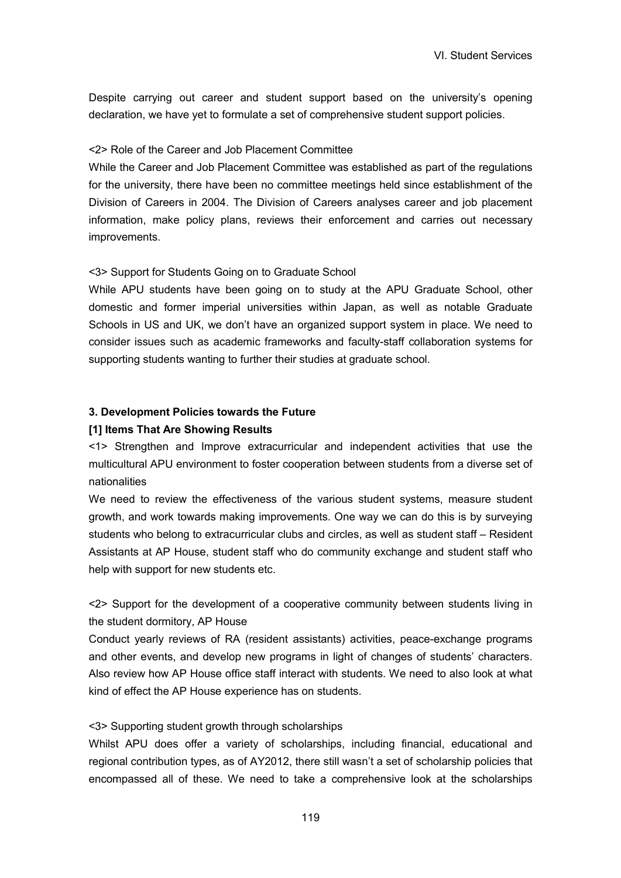Despite carrying out career and student support based on the university's opening declaration, we have yet to formulate a set of comprehensive student support policies.

<2> Role of the Career and Job Placement Committee

While the Career and Job Placement Committee was established as part of the regulations for the university, there have been no committee meetings held since establishment of the Division of Careers in 2004. The Division of Careers analyses career and job placement information, make policy plans, reviews their enforcement and carries out necessary improvements.

<3> Support for Students Going on to Graduate School

While APU students have been going on to study at the APU Graduate School, other domestic and former imperial universities within Japan, as well as notable Graduate Schools in US and UK, we don't have an organized support system in place. We need to consider issues such as academic frameworks and faculty-staff collaboration systems for supporting students wanting to further their studies at graduate school.

### 3. Development Policies towards the Future

#### [1] Items That Are Showing Results

<1> Strengthen and Improve extracurricular and independent activities that use the multicultural APU environment to foster cooperation between students from a diverse set of nationalities

We need to review the effectiveness of the various student systems, measure student growth, and work towards making improvements. One way we can do this is by surveying students who belong to extracurricular clubs and circles, as well as student staff – Resident Assistants at AP House, student staff who do community exchange and student staff who help with support for new students etc.

<2> Support for the development of a cooperative community between students living in the student dormitory, AP House

Conduct yearly reviews of RA (resident assistants) activities, peace-exchange programs and other events, and develop new programs in light of changes of students' characters. Also review how AP House office staff interact with students. We need to also look at what kind of effect the AP House experience has on students.

<3> Supporting student growth through scholarships

Whilst APU does offer a variety of scholarships, including financial, educational and regional contribution types, as of AY2012, there still wasn't a set of scholarship policies that encompassed all of these. We need to take a comprehensive look at the scholarships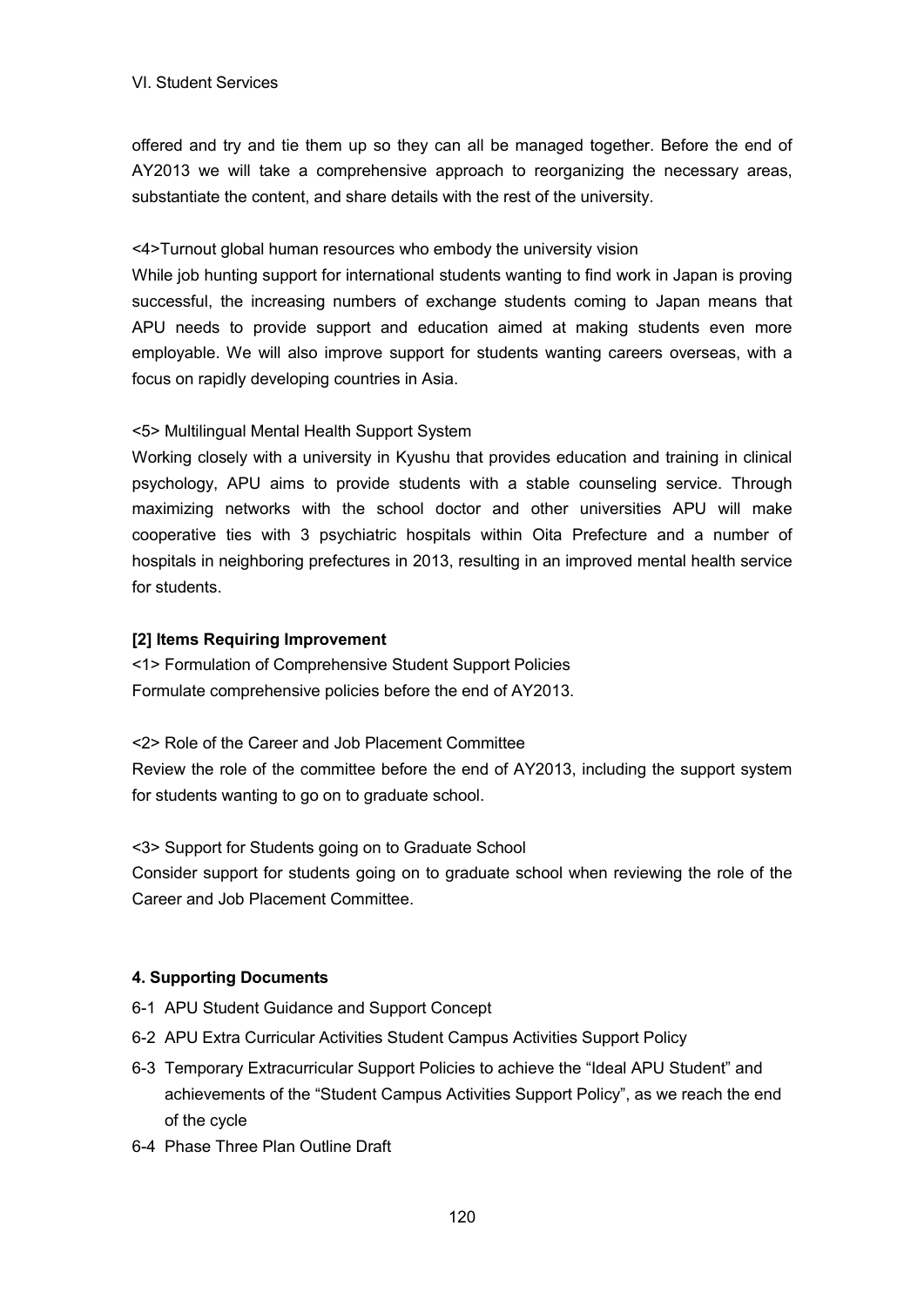offered and try and tie them up so they can all be managed together. Before the end of AY2013 we will take a comprehensive approach to reorganizing the necessary areas, substantiate the content, and share details with the rest of the university.

<4>Turnout global human resources who embody the university vision

While job hunting support for international students wanting to find work in Japan is proving successful, the increasing numbers of exchange students coming to Japan means that APU needs to provide support and education aimed at making students even more employable. We will also improve support for students wanting careers overseas, with a focus on rapidly developing countries in Asia.

<5> Multilingual Mental Health Support System

Working closely with a university in Kyushu that provides education and training in clinical psychology, APU aims to provide students with a stable counseling service. Through maximizing networks with the school doctor and other universities APU will make cooperative ties with 3 psychiatric hospitals within Oita Prefecture and a number of hospitals in neighboring prefectures in 2013, resulting in an improved mental health service for students.

**[2] Items Requiring Improvement**

<1> Formulation of Comprehensive Student Support Policies

Formulate comprehensive policies before the end of AY2013.

<2> Role of the Career and Job Placement Committee

Review the role of the committee before the end of AY2013, including the support system for students wanting to go on to graduate school.

<3> Support for Students going on to Graduate School

Consider support for students going on to graduate school when reviewing the role of the Career and Job Placement Committee.

### 4. Supporting Documents

- 6-1 APU Student Guidance and Support Concept
- 6-2 APU Extra Curricular Activities Student Campus Activities Support Policy
- 6-3 Temporary Extracurricular Support Policies to achieve the "Ideal APU Student" and achievements of the "Student Campus Activities Support Policy", as we reach the end of the cycle
- 6-4 Phase Three Plan Outline Draft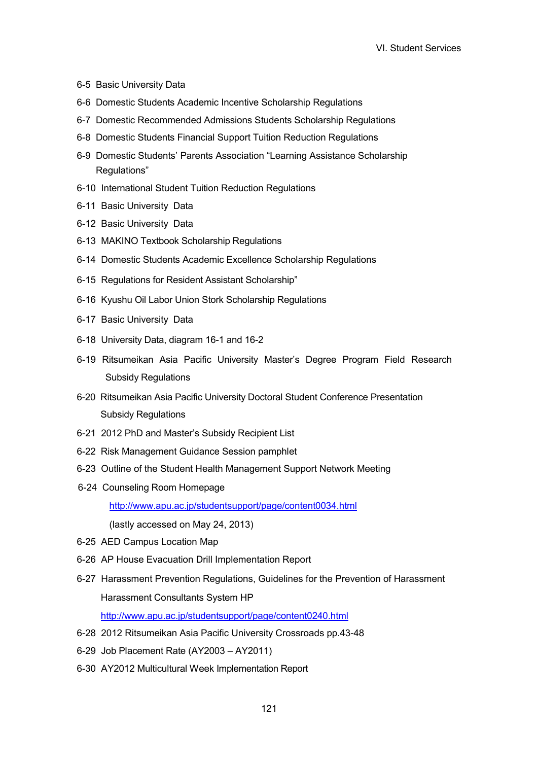6-5 Basic University Data

6-6 Domestic Students Academic Incentive Scholarship Regulations

6-7 Domestic Recommended Admissions Students Scholarship Regulations

6-8 Domestic Students Financial Support Tuition Reduction Regulations

6-9 Domestic Students' Parents Association "Learning Assistance Scholarship Regulations"

6-10 International Student Tuition Reduction Regulations

6-11 Basic University Data

6-12 Basic University Data

6-13 MAKINO Textbook Scholarship Regulations

6-14 Domestic Students Academic Excellence Scholarship Regulations

6-15 Regulations for Resident Assistant Scholarship"

6-16 Kyushu Oil Labor Union Stork Scholarship Regulations

6-17 Basic University Data

6-18 University Data, diagram 16-1 and 16-2

6-19 Ritsumeikan Asia Pacific University Master's Degree Program Field Research Subsidy Regulations

6-20 Ritsumeikan Asia Pacific University Doctoral Student Conference Presentation Subsidy Regulations

6-21 2012 PhD and Master's Subsidy Recipient List

6-22 Risk Management Guidance Session pamphlet

6-23 Outline of the Student Health Management Support Network Meeting

6-24 Counseling Room Homepage
http://www.apu.ac.jp/studentsupport/page/content0034.html
(lastly accessed on May 24, 2013)

6-25 AED Campus Location Map

6-26 AP House Evacuation Drill Implementation Report

6-27 Harassment Prevention Regulations, Guidelines for the Prevention of Harassment
Harassment Consultants System HP
http://www.apu.ac.jp/studentsupport/page/content0240.html

6-28 2012 Ritsumeikan Asia Pacific University Crossroads pp.43-48

6-29 Job Placement Rate (AY2003 – AY2011)

6-30 AY2012 Multicultural Week Implementation Report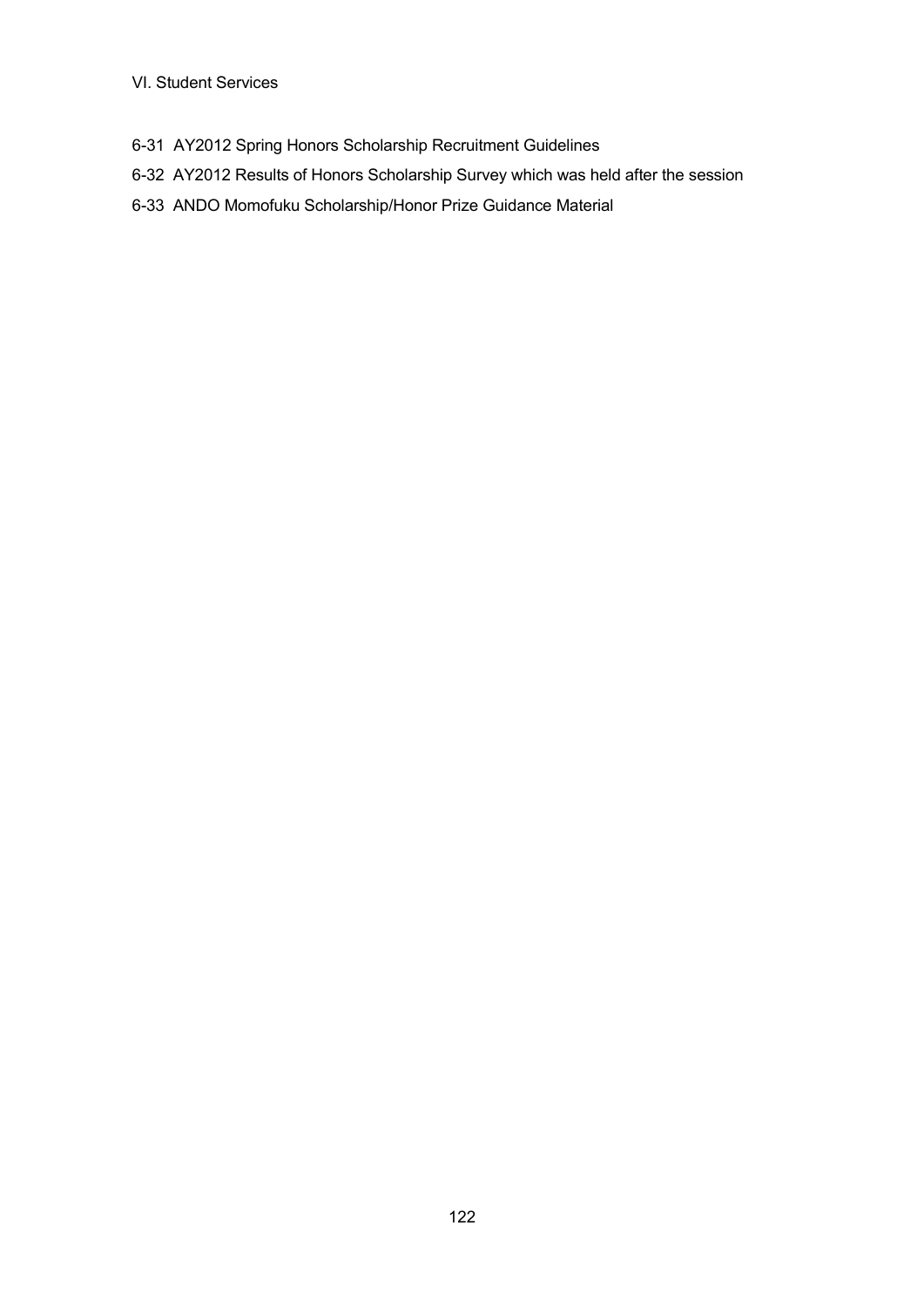VI. Student Services

6-31 AY2012 Spring Honors Scholarship Recruitment Guidelines

6-32 AY2012 Results of Honors Scholarship Survey which was held after the session

6-33 ANDO Momofuku Scholarship/Honor Prize Guidance Material